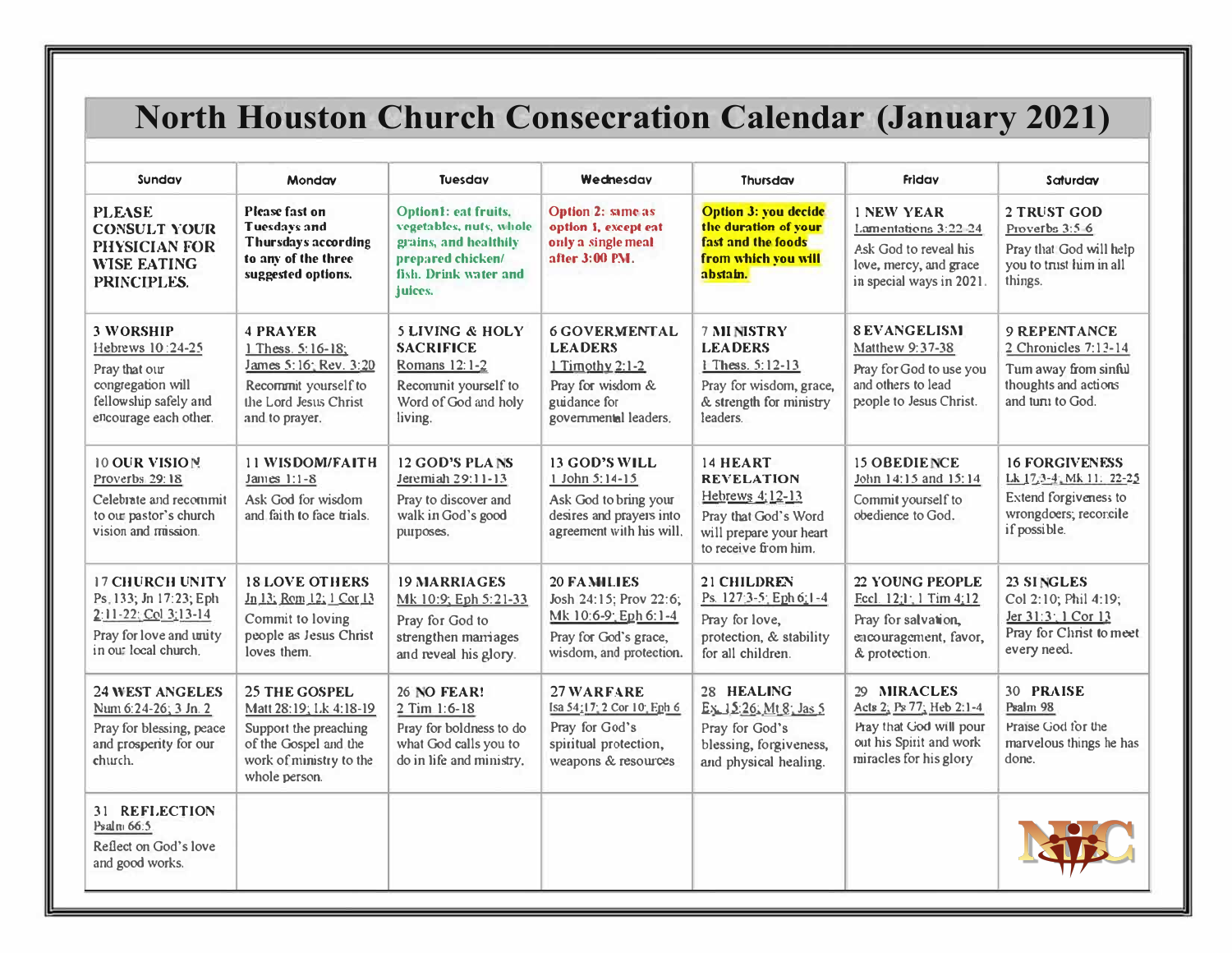# North Houston Church Consecration Calendar (January 2021)

| Sunday | Monday | Tuesday | Wednesday | Thursday | Friday | Saturday |
|---|---|---|---|---|---|---|
| **PLEASE CONSULT YOUR PHYSICIAN FOR WISE EATING PRINCIPLES.** | **Please fast on Tuesdays and Thursdays according to any of the three suggested options.** | **Option1: eat fruits, vegetables, nuts, whole grains, and healthily prepared chicken/ fish. Drink water and juices.** | **Option 2: same as option 1, except eat only a single meal after 3:00 PM.** | **Option 3: you decide the duration of your fast and the foods from which you will abstain.** | **1 NEW YEAR** Lamentations 3:22-24 Ask God to reveal his love, mercy, and grace in special ways in 2021. | **2 TRUST GOD** Proverbs 3:5-6 Pray that God will help you to trust him in all things. |
| **3 WORSHIP** Hebrews 10:24-25 Pray that our congregation will fellowship safely and encourage each other. | **4 PRAYER** 1 Thess. 5:16-18; James 5:16; Rev. 3:20 Recommit yourself to the Lord Jesus Christ and to prayer. | **5 LIVING & HOLY SACRIFICE** Romans 12:1-2 Recommit yourself to Word of God and holy living. | **6 GOVERMENTAL LEADERS** 1 Timothy 2:1-2 Pray for wisdom & guidance for governmental leaders. | **7 MINISTRY LEADERS** 1 Thess. 5:12-13 Pray for wisdom, grace, & strength for ministry leaders. | **8 EVANGELISM** Matthew 9:37-38 Pray for God to use you and others to lead people to Jesus Christ. | **9 REPENTANCE** 2 Chronicles 7:13-14 Turn away from sinful thoughts and actions and turn to God. |
| **10 OUR VISION** Proverbs 29:18 Celebrate and recommit to our pastor's church vision and mission. | **11 WISDOM/FAITH** James 1:1-8 Ask God for wisdom and faith to face trials. | **12 GOD'S PLANS** Jeremiah 29:11-13 Pray to discover and walk in God's good purposes. | **13 GOD'S WILL** 1 John 5:14-15 Ask God to bring your desires and prayers into agreement with his will. | **14 HEART REVELATION** Hebrews 4:12-13 Pray that God's Word will prepare your heart to receive from him. | **15 OBEDIENCE** John 14:15 and 15:14 Commit yourself to obedience to God. | **16 FORGIVENESS** Lk 17:3-4, Mk 11: 22-25 Extend forgiveness to wrongdoers; reconcile if possible. |
| **17 CHURCH UNITY** Ps. 133; Jn 17:23; Eph 2:11-22; Col 3:13-14 Pray for love and unity in our local church. | **18 LOVE OTHERS** Jn 13; Rom 12; 1 Cor 13 Commit to loving people as Jesus Christ loves them. | **19 MARRIAGES** Mk 10:9; Eph 5:21-33 Pray for God to strengthen marriages and reveal his glory. | **20 FAMILIES** Josh 24:15; Prov 22:6; Mk 10:6-9; Eph 6:1-4 Pray for God's grace, wisdom, and protection. | **21 CHILDREN** Ps. 127:3-5; Eph 6:1-4 Pray for love, protection, & stability for all children. | **22 YOUNG PEOPLE** Eccl. 12:1; 1 Tim 4:12 Pray for salvation, encouragement, favor, & protection. | **23 SINGLES** Col 2:10; Phil 4:19; Jer 31:3; 1 Cor 13 Pray for Christ to meet every need. |
| **24 WEST ANGELES** Num 6:24-26; 3 Jn. 2 Pray for blessing, peace and prosperity for our church. | **25 THE GOSPEL** Matt 28:19; Lk 4:18-19 Support the preaching of the Gospel and the work of ministry to the whole person. | **26 NO FEAR!** 2 Tim 1:6-18 Pray for boldness to do what God calls you to do in life and ministry. | **27 WARFARE** Isa 54:17; 2 Cor 10; Eph 6 Pray for God's spiritual protection, weapons & resources | **28 HEALING** Ex. 15:26; Mt 8; Jas 5 Pray for God's blessing, forgiveness, and physical healing. | **29 MIRACLES** Acts 2; Ps 77; Heb 2:1-4 Pray that God will pour out his Spirit and work miracles for his glory | **30 PRAISE** Psalm 98 Praise God for the marvelous things he has done. |
| **31 REFLECTION** Psalm 66:5 Reflect on God's love and good works. | | | | | | NHC |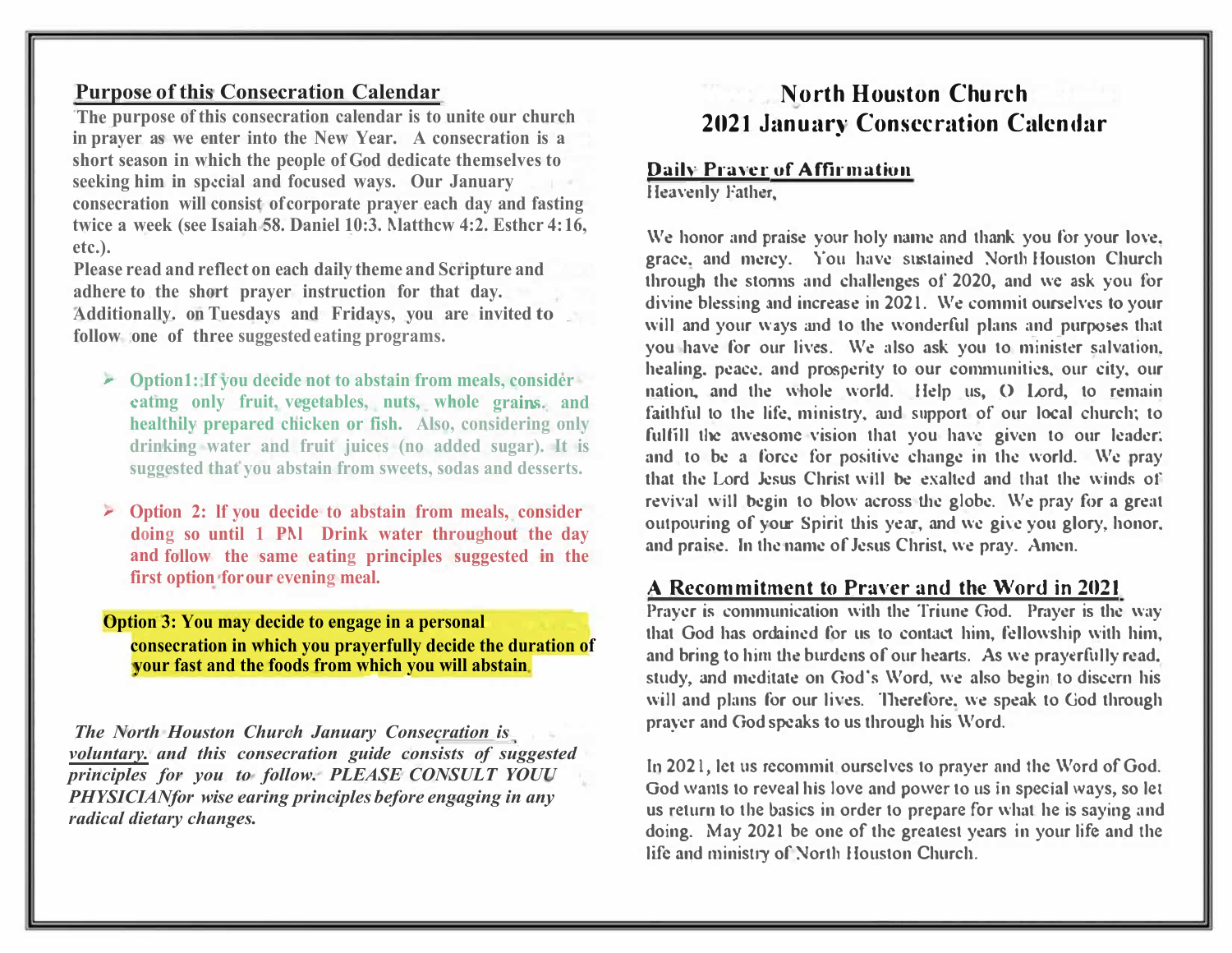## Purpose of this Consecration Calendar

The purpose of this consecration calendar is to unite our church in prayer as we enter into the New Year. A consecration is a short season in which the people of God dedicate themselves to seeking him in special and focused ways. Our January consecration will consist of corporate prayer each day and fasting twice a week (see Isaiah 58. Daniel 10:3. Matthew 4:2. Esther 4:16, etc.).

Please read and reflect on each daily theme and Scripture and adhere to the short prayer instruction for that day. Additionally. on Tuesdays and Fridays, you are invited to follow one of three suggested eating programs.

- **Option1: If you decide not to abstain from meals, consider eating only fruit, vegetables, nuts, whole grains. and healthily prepared chicken or fish. Also, considering only drinking water and fruit juices (no added sugar). It is suggested that you abstain from sweets, sodas and desserts.**

- **Option 2: If you decide to abstain from meals, consider doing so until 1 PM Drink water throughout the day and follow the same eating principles suggested in the first option for our evening meal.**

**Option 3: You may decide to engage in a personal consecration in which you prayerfully decide the duration of your fast and the foods from which you will abstain.**

***The North Houston Church January Consecration is voluntary. and this consecration guide consists of suggested principles for you to follow. PLEASE CONSULT YOUU PHYSICIANfor wise earing principles before engaging in any radical dietary changes.***

# North Houston Church
# 2021 January Consecration Calendar

## Daily Prayer of Affirmation

Heavenly Father,

We honor and praise your holy name and thank you for your love, grace, and mercy. You have sustained North Houston Church through the storms and challenges of 2020, and we ask you for divine blessing and increase in 2021. We commit ourselves to your will and your ways and to the wonderful plans and purposes that you have for our lives. We also ask you to minister salvation, healing, peace, and prosperity to our communities, our city, our nation, and the whole world. Help us, O Lord, to remain faithful to the life, ministry, and support of our local church; to fulfill the awesome vision that you have given to our leader; and to be a force for positive change in the world. We pray that the Lord Jesus Christ will be exalted and that the winds of revival will begin to blow across the globe. We pray for a great outpouring of your Spirit this year, and we give you glory, honor, and praise. In the name of Jesus Christ, we pray. Amen.

## A Recommitment to Prayer and the Word in 2021

Prayer is communication with the Triune God. Prayer is the way that God has ordained for us to contact him, fellowship with him, and bring to him the burdens of our hearts. As we prayerfully read, study, and meditate on God's Word, we also begin to discern his will and plans for our lives. Therefore, we speak to God through prayer and God speaks to us through his Word.

In 2021, let us recommit ourselves to prayer and the Word of God. God wants to reveal his love and power to us in special ways, so let us return to the basics in order to prepare for what he is saying and doing. May 2021 be one of the greatest years in your life and the life and ministry of North Houston Church.